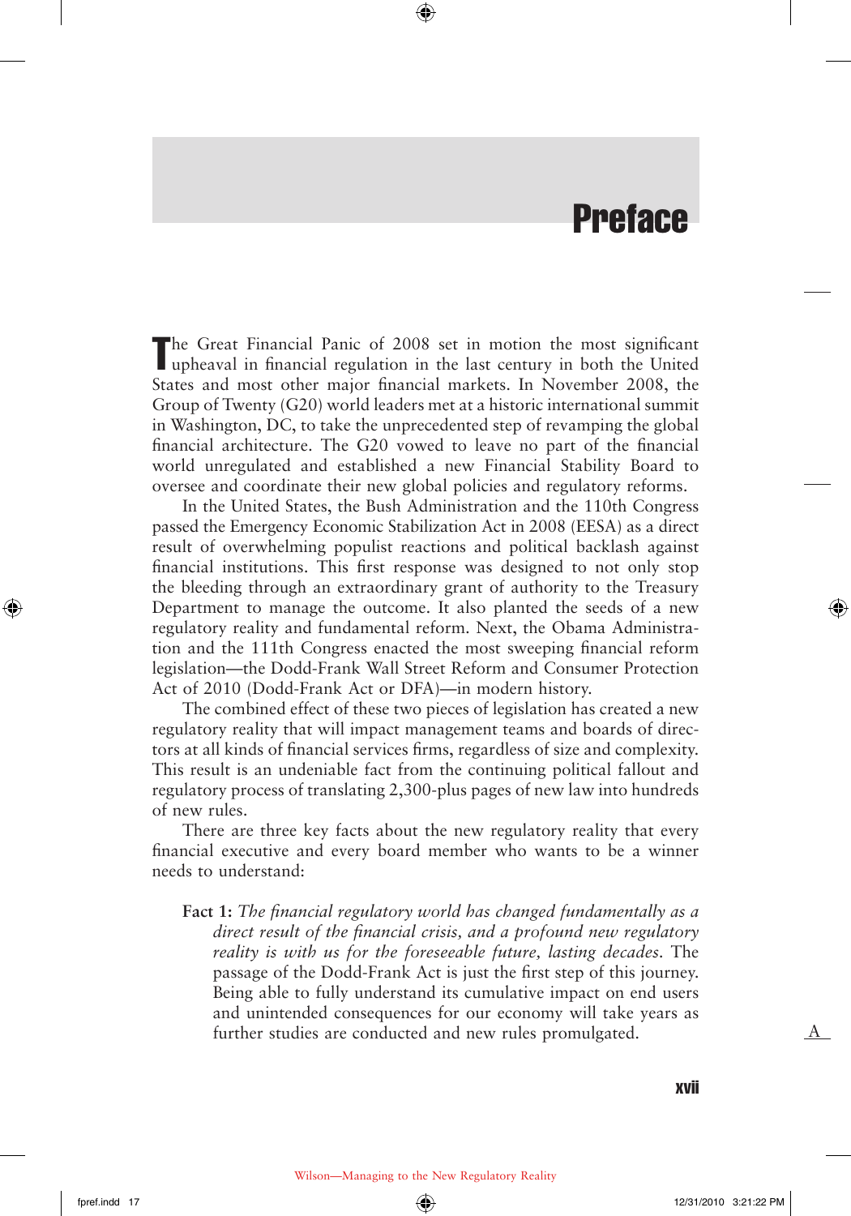# Preface

The Great Financial Panic of 2008 set in motion the most significant upheaval in financial regulation in the last century in both the United States and most other major financial markets. In November 2008, the Group of Twenty (G20) world leaders met at a historic international summit in Washington, DC, to take the unprecedented step of revamping the global financial architecture. The G20 vowed to leave no part of the financial world unregulated and established a new Financial Stability Board to oversee and coordinate their new global policies and regulatory reforms.

In the United States, the Bush Administration and the 110th Congress passed the Emergency Economic Stabilization Act in 2008 (EESA) as a direct result of overwhelming populist reactions and political backlash against financial institutions. This first response was designed to not only stop the bleeding through an extraordinary grant of authority to the Treasury Department to manage the outcome. It also planted the seeds of a new regulatory reality and fundamental reform. Next, the Obama Administration and the 111th Congress enacted the most sweeping financial reform legislation—the Dodd-Frank Wall Street Reform and Consumer Protection Act of 2010 (Dodd-Frank Act or DFA)—in modern history.

The combined effect of these two pieces of legislation has created a new regulatory reality that will impact management teams and boards of directors at all kinds of financial services firms, regardless of size and complexity. This result is an undeniable fact from the continuing political fallout and regulatory process of translating 2,300-plus pages of new law into hundreds of new rules.

There are three key facts about the new regulatory reality that every financial executive and every board member who wants to be a winner needs to understand:

**Fact 1:** *The financial regulatory world has changed fundamentally as a direct result of the financial crisis, and a profound new regulatory reality is with us for the foreseeable future, lasting decades.* The passage of the Dodd-Frank Act is just the first step of this journey. Being able to fully understand its cumulative impact on end users and unintended consequences for our economy will take years as further studies are conducted and new rules promulgated.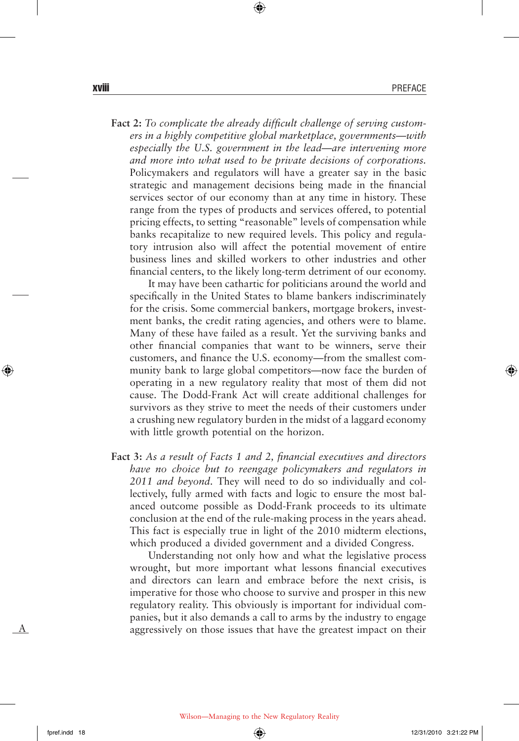**Fact 2:** *To complicate the already difficult challenge of serving customers in a highly competitive global marketplace, governments—with especially the U.S. government in the lead—are intervening more and more into what used to be private decisions of corporations.* Policymakers and regulators will have a greater say in the basic strategic and management decisions being made in the financial services sector of our economy than at any time in history. These range from the types of products and services offered, to potential pricing effects, to setting "reasonable" levels of compensation while banks recapitalize to new required levels. This policy and regulatory intrusion also will affect the potential movement of entire business lines and skilled workers to other industries and other financial centers, to the likely long-term detriment of our economy.

It may have been cathartic for politicians around the world and specifically in the United States to blame bankers indiscriminately for the crisis. Some commercial bankers, mortgage brokers, investment banks, the credit rating agencies, and others were to blame. Many of these have failed as a result. Yet the surviving banks and other financial companies that want to be winners, serve their customers, and finance the U.S. economy—from the smallest community bank to large global competitors—now face the burden of operating in a new regulatory reality that most of them did not cause. The Dodd-Frank Act will create additional challenges for survivors as they strive to meet the needs of their customers under a crushing new regulatory burden in the midst of a laggard economy with little growth potential on the horizon.

**Fact 3:** *As a result of Facts 1 and 2, financial executives and directors have no choice but to reengage policymakers and regulators in 2011 and beyond.* They will need to do so individually and collectively, fully armed with facts and logic to ensure the most balanced outcome possible as Dodd-Frank proceeds to its ultimate conclusion at the end of the rule-making process in the years ahead. This fact is especially true in light of the 2010 midterm elections, which produced a divided government and a divided Congress.

Understanding not only how and what the legislative process wrought, but more important what lessons financial executives and directors can learn and embrace before the next crisis, is imperative for those who choose to survive and prosper in this new regulatory reality. This obviously is important for individual companies, but it also demands a call to arms by the industry to engage aggressively on those issues that have the greatest impact on their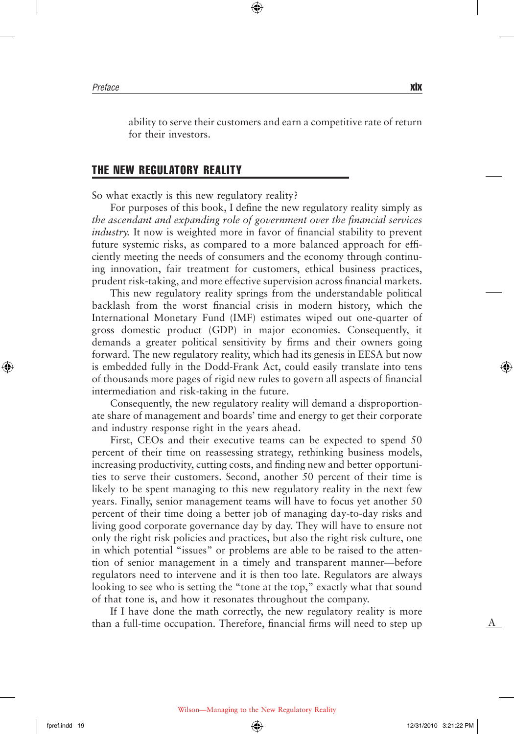ability to serve their customers and earn a competitive rate of return for their investors.

## THE NEW REGULATORY REALITY

So what exactly is this new regulatory reality?

For purposes of this book, I define the new regulatory reality simply as *the ascendant and expanding role of government over the financial services industry.* It now is weighted more in favor of financial stability to prevent future systemic risks, as compared to a more balanced approach for efficiently meeting the needs of consumers and the economy through continuing innovation, fair treatment for customers, ethical business practices, prudent risk-taking, and more effective supervision across financial markets.

This new regulatory reality springs from the understandable political backlash from the worst financial crisis in modern history, which the International Monetary Fund (IMF) estimates wiped out one-quarter of gross domestic product (GDP) in major economies. Consequently, it demands a greater political sensitivity by firms and their owners going forward. The new regulatory reality, which had its genesis in EESA but now is embedded fully in the Dodd-Frank Act, could easily translate into tens of thousands more pages of rigid new rules to govern all aspects of financial intermediation and risk-taking in the future.

Consequently, the new regulatory reality will demand a disproportionate share of management and boards' time and energy to get their corporate and industry response right in the years ahead.

First, CEOs and their executive teams can be expected to spend 50 percent of their time on reassessing strategy, rethinking business models, increasing productivity, cutting costs, and finding new and better opportunities to serve their customers. Second, another 50 percent of their time is likely to be spent managing to this new regulatory reality in the next few years. Finally, senior management teams will have to focus yet another 50 percent of their time doing a better job of managing day-to-day risks and living good corporate governance day by day. They will have to ensure not only the right risk policies and practices, but also the right risk culture, one in which potential "issues" or problems are able to be raised to the attention of senior management in a timely and transparent manner—before regulators need to intervene and it is then too late. Regulators are always looking to see who is setting the "tone at the top," exactly what that sound of that tone is, and how it resonates throughout the company.

If I have done the math correctly, the new regulatory reality is more than a full-time occupation. Therefore, financial firms will need to step up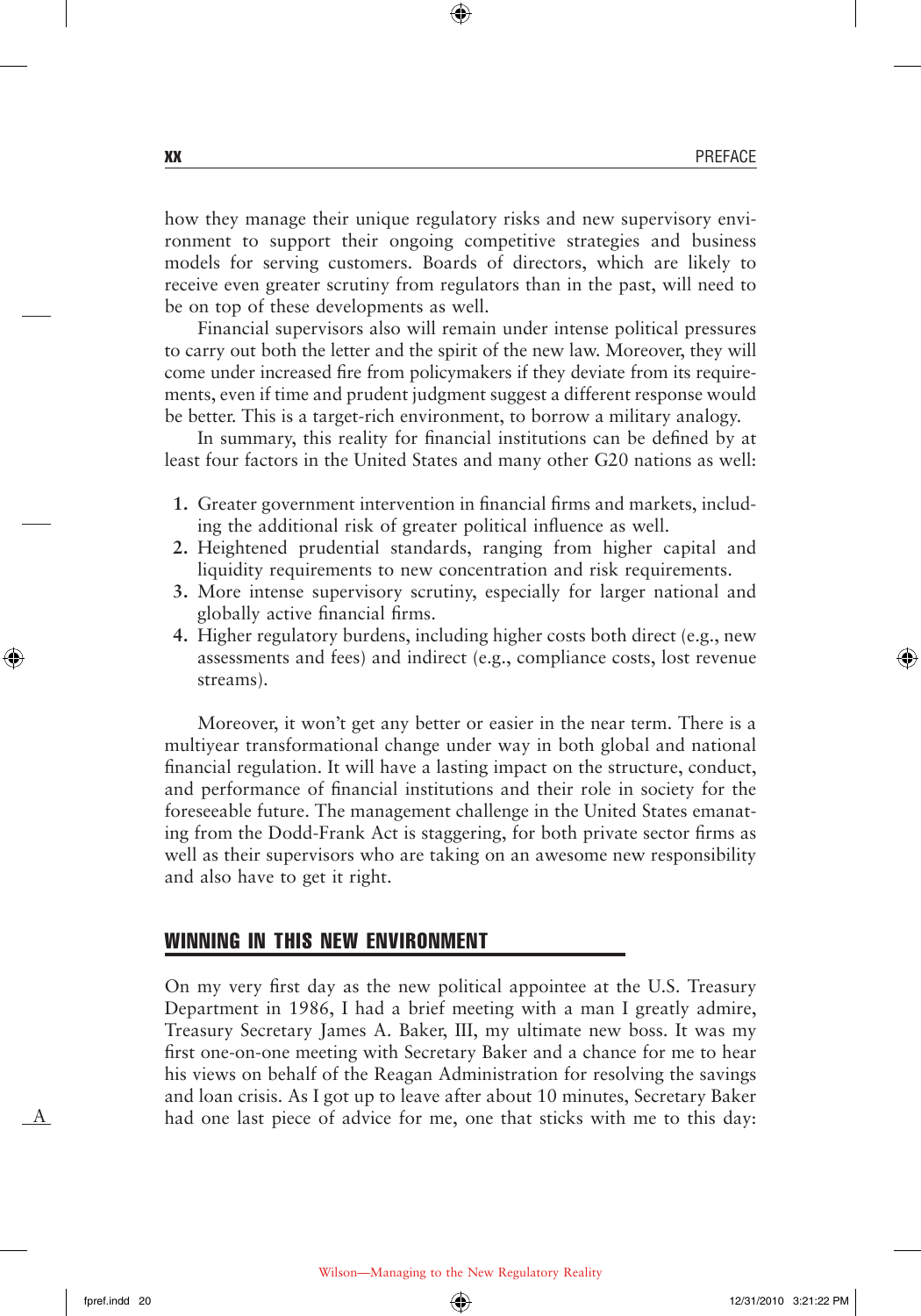how they manage their unique regulatory risks and new supervisory environment to support their ongoing competitive strategies and business models for serving customers. Boards of directors, which are likely to receive even greater scrutiny from regulators than in the past, will need to be on top of these developments as well.

Financial supervisors also will remain under intense political pressures to carry out both the letter and the spirit of the new law. Moreover, they will come under increased fire from policymakers if they deviate from its requirements, even if time and prudent judgment suggest a different response would be better. This is a target-rich environment, to borrow a military analogy.

In summary, this reality for financial institutions can be defined by at least four factors in the United States and many other G20 nations as well:

1. Greater government intervention in financial firms and markets, including the additional risk of greater political influence as well.
2. Heightened prudential standards, ranging from higher capital and liquidity requirements to new concentration and risk requirements.
3. More intense supervisory scrutiny, especially for larger national and globally active financial firms.
4. Higher regulatory burdens, including higher costs both direct (e.g., new assessments and fees) and indirect (e.g., compliance costs, lost revenue streams).

Moreover, it won't get any better or easier in the near term. There is a multiyear transformational change under way in both global and national financial regulation. It will have a lasting impact on the structure, conduct, and performance of financial institutions and their role in society for the foreseeable future. The management challenge in the United States emanating from the Dodd-Frank Act is staggering, for both private sector firms as well as their supervisors who are taking on an awesome new responsibility and also have to get it right.

## WINNING IN THIS NEW ENVIRONMENT

On my very first day as the new political appointee at the U.S. Treasury Department in 1986, I had a brief meeting with a man I greatly admire, Treasury Secretary James A. Baker, III, my ultimate new boss. It was my first one-on-one meeting with Secretary Baker and a chance for me to hear his views on behalf of the Reagan Administration for resolving the savings and loan crisis. As I got up to leave after about 10 minutes, Secretary Baker had one last piece of advice for me, one that sticks with me to this day: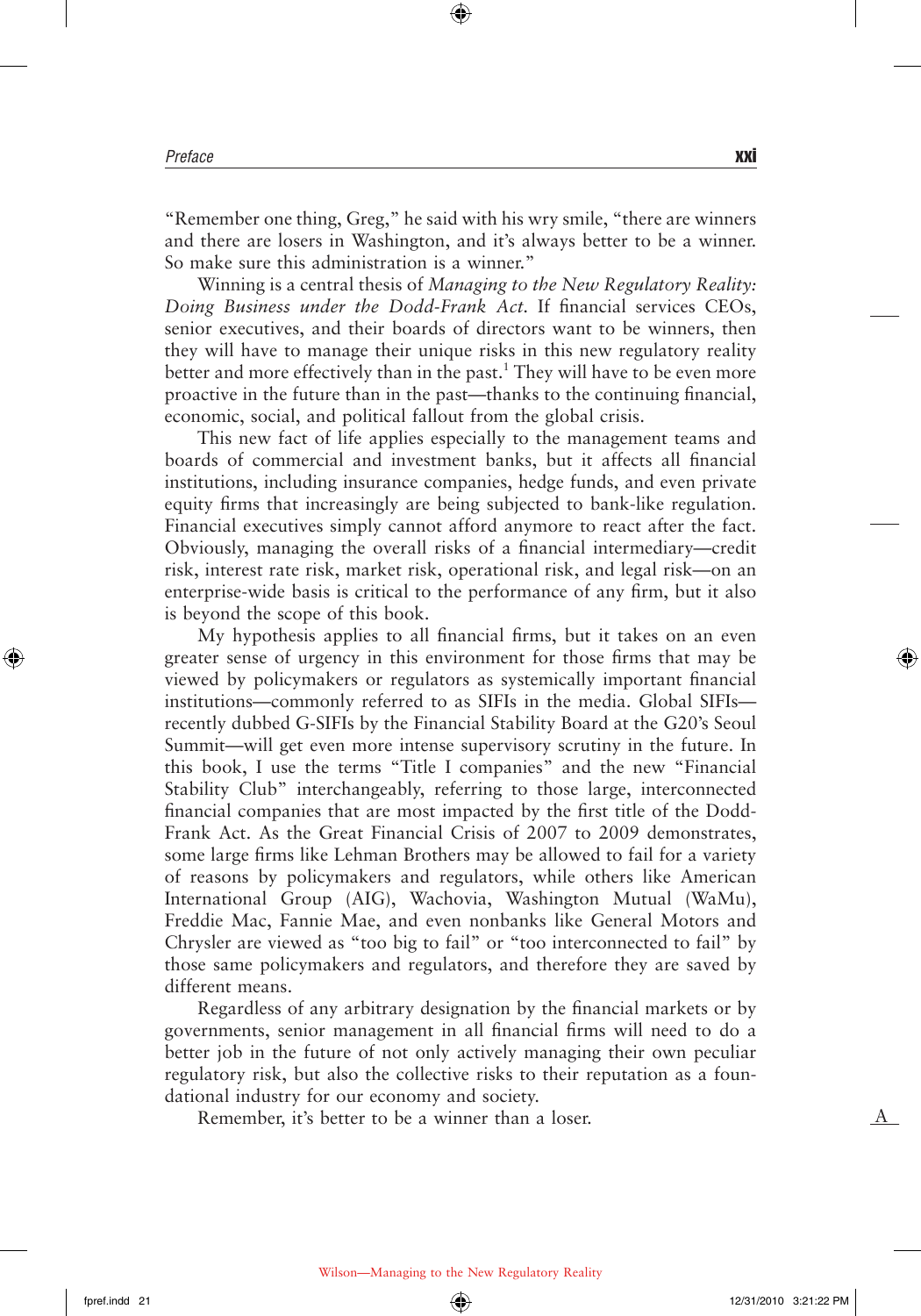“Remember one thing, Greg,” he said with his wry smile, “there are winners and there are losers in Washington, and it’s always better to be a winner. So make sure this administration is a winner.”

Winning is a central thesis of *Managing to the New Regulatory Reality: Doing Business under the Dodd-Frank Act.* If financial services CEOs, senior executives, and their boards of directors want to be winners, then they will have to manage their unique risks in this new regulatory reality better and more effectively than in the past.[1] They will have to be even more proactive in the future than in the past—thanks to the continuing financial, economic, social, and political fallout from the global crisis.

This new fact of life applies especially to the management teams and boards of commercial and investment banks, but it affects all financial institutions, including insurance companies, hedge funds, and even private equity firms that increasingly are being subjected to bank-like regulation. Financial executives simply cannot afford anymore to react after the fact. Obviously, managing the overall risks of a financial intermediary—credit risk, interest rate risk, market risk, operational risk, and legal risk—on an enterprise-wide basis is critical to the performance of any firm, but it also is beyond the scope of this book.

My hypothesis applies to all financial firms, but it takes on an even greater sense of urgency in this environment for those firms that may be viewed by policymakers or regulators as systemically important financial institutions—commonly referred to as SIFIs in the media. Global SIFIs—recently dubbed G-SIFIs by the Financial Stability Board at the G20’s Seoul Summit—will get even more intense supervisory scrutiny in the future. In this book, I use the terms “Title I companies” and the new “Financial Stability Club” interchangeably, referring to those large, interconnected financial companies that are most impacted by the first title of the Dodd-Frank Act. As the Great Financial Crisis of 2007 to 2009 demonstrates, some large firms like Lehman Brothers may be allowed to fail for a variety of reasons by policymakers and regulators, while others like American International Group (AIG), Wachovia, Washington Mutual (WaMu), Freddie Mac, Fannie Mae, and even nonbanks like General Motors and Chrysler are viewed as “too big to fail” or “too interconnected to fail” by those same policymakers and regulators, and therefore they are saved by different means.

Regardless of any arbitrary designation by the financial markets or by governments, senior management in all financial firms will need to do a better job in the future of not only actively managing their own peculiar regulatory risk, but also the collective risks to their reputation as a foundational industry for our economy and society.

Remember, it’s better to be a winner than a loser.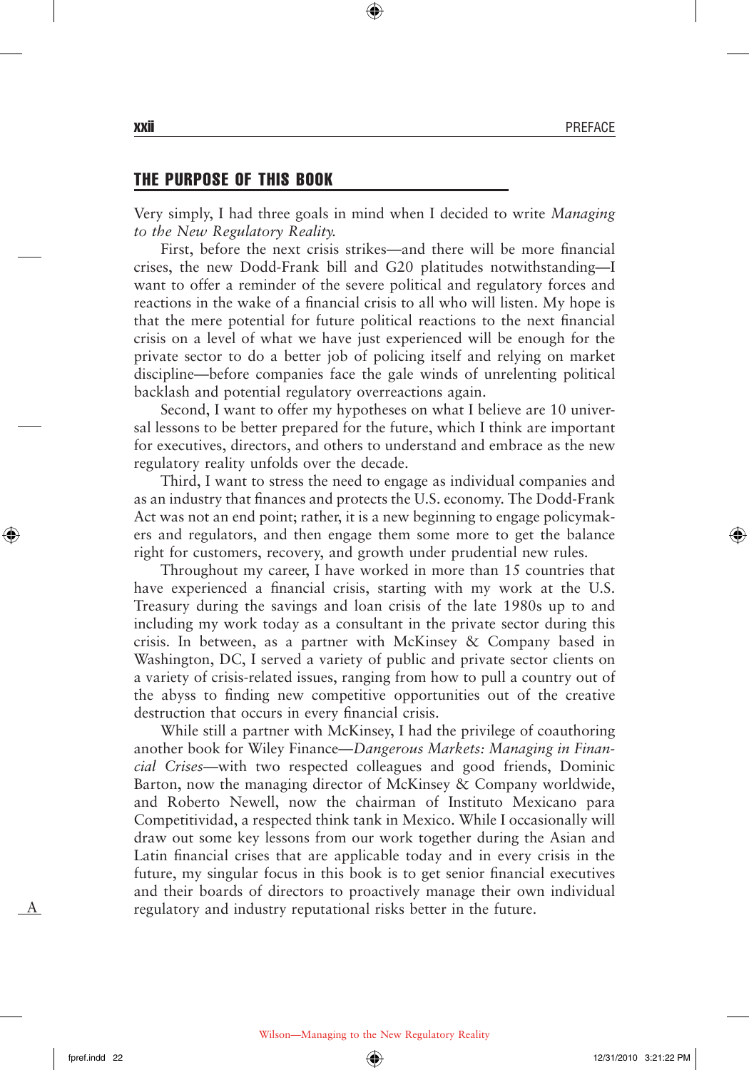## THE PURPOSE OF THIS BOOK

Very simply, I had three goals in mind when I decided to write *Managing to the New Regulatory Reality.*

First, before the next crisis strikes—and there will be more financial crises, the new Dodd-Frank bill and G20 platitudes notwithstanding—I want to offer a reminder of the severe political and regulatory forces and reactions in the wake of a financial crisis to all who will listen. My hope is that the mere potential for future political reactions to the next financial crisis on a level of what we have just experienced will be enough for the private sector to do a better job of policing itself and relying on market discipline—before companies face the gale winds of unrelenting political backlash and potential regulatory overreactions again.

Second, I want to offer my hypotheses on what I believe are 10 universal lessons to be better prepared for the future, which I think are important for executives, directors, and others to understand and embrace as the new regulatory reality unfolds over the decade.

Third, I want to stress the need to engage as individual companies and as an industry that finances and protects the U.S. economy. The Dodd-Frank Act was not an end point; rather, it is a new beginning to engage policymakers and regulators, and then engage them some more to get the balance right for customers, recovery, and growth under prudential new rules.

Throughout my career, I have worked in more than 15 countries that have experienced a financial crisis, starting with my work at the U.S. Treasury during the savings and loan crisis of the late 1980s up to and including my work today as a consultant in the private sector during this crisis. In between, as a partner with McKinsey & Company based in Washington, DC, I served a variety of public and private sector clients on a variety of crisis-related issues, ranging from how to pull a country out of the abyss to finding new competitive opportunities out of the creative destruction that occurs in every financial crisis.

While still a partner with McKinsey, I had the privilege of coauthoring another book for Wiley Finance—*Dangerous Markets: Managing in Financial Crises*—with two respected colleagues and good friends, Dominic Barton, now the managing director of McKinsey & Company worldwide, and Roberto Newell, now the chairman of Instituto Mexicano para Competitividad, a respected think tank in Mexico. While I occasionally will draw out some key lessons from our work together during the Asian and Latin financial crises that are applicable today and in every crisis in the future, my singular focus in this book is to get senior financial executives and their boards of directors to proactively manage their own individual regulatory and industry reputational risks better in the future.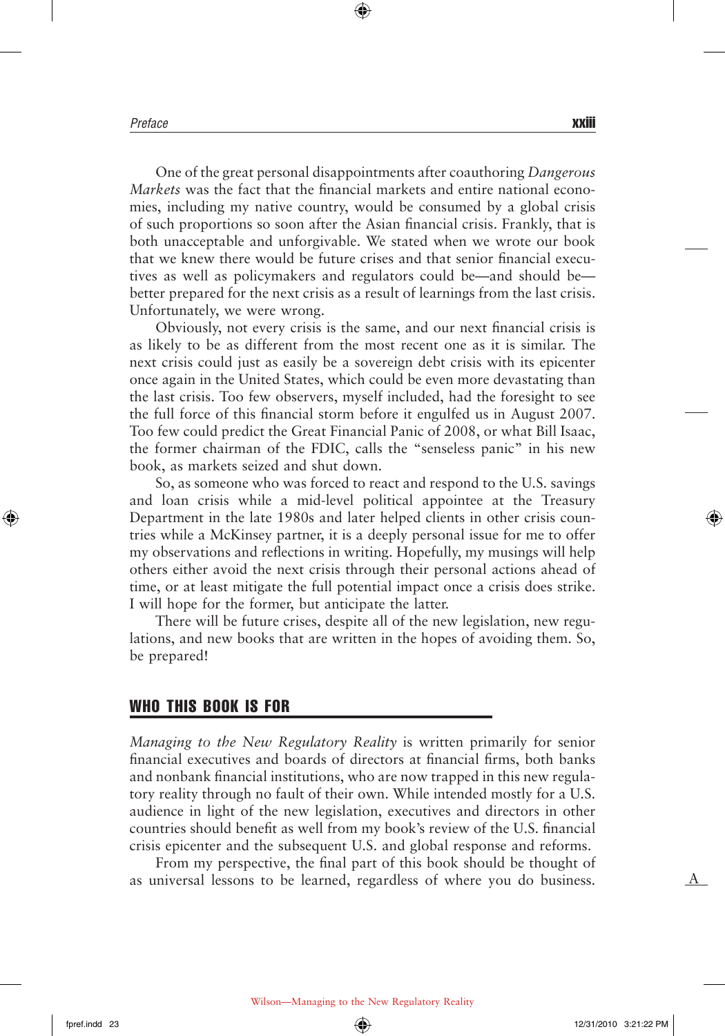One of the great personal disappointments after coauthoring *Dangerous Markets* was the fact that the financial markets and entire national economies, including my native country, would be consumed by a global crisis of such proportions so soon after the Asian financial crisis. Frankly, that is both unacceptable and unforgivable. We stated when we wrote our book that we knew there would be future crises and that senior financial executives as well as policymakers and regulators could be—and should be—better prepared for the next crisis as a result of learnings from the last crisis. Unfortunately, we were wrong.

Obviously, not every crisis is the same, and our next financial crisis is as likely to be as different from the most recent one as it is similar. The next crisis could just as easily be a sovereign debt crisis with its epicenter once again in the United States, which could be even more devastating than the last crisis. Too few observers, myself included, had the foresight to see the full force of this financial storm before it engulfed us in August 2007. Too few could predict the Great Financial Panic of 2008, or what Bill Isaac, the former chairman of the FDIC, calls the "senseless panic" in his new book, as markets seized and shut down.

So, as someone who was forced to react and respond to the U.S. savings and loan crisis while a mid-level political appointee at the Treasury Department in the late 1980s and later helped clients in other crisis countries while a McKinsey partner, it is a deeply personal issue for me to offer my observations and reflections in writing. Hopefully, my musings will help others either avoid the next crisis through their personal actions ahead of time, or at least mitigate the full potential impact once a crisis does strike. I will hope for the former, but anticipate the latter.

There will be future crises, despite all of the new legislation, new regulations, and new books that are written in the hopes of avoiding them. So, be prepared!

## WHO THIS BOOK IS FOR

*Managing to the New Regulatory Reality* is written primarily for senior financial executives and boards of directors at financial firms, both banks and nonbank financial institutions, who are now trapped in this new regulatory reality through no fault of their own. While intended mostly for a U.S. audience in light of the new legislation, executives and directors in other countries should benefit as well from my book's review of the U.S. financial crisis epicenter and the subsequent U.S. and global response and reforms.

From my perspective, the final part of this book should be thought of as universal lessons to be learned, regardless of where you do business.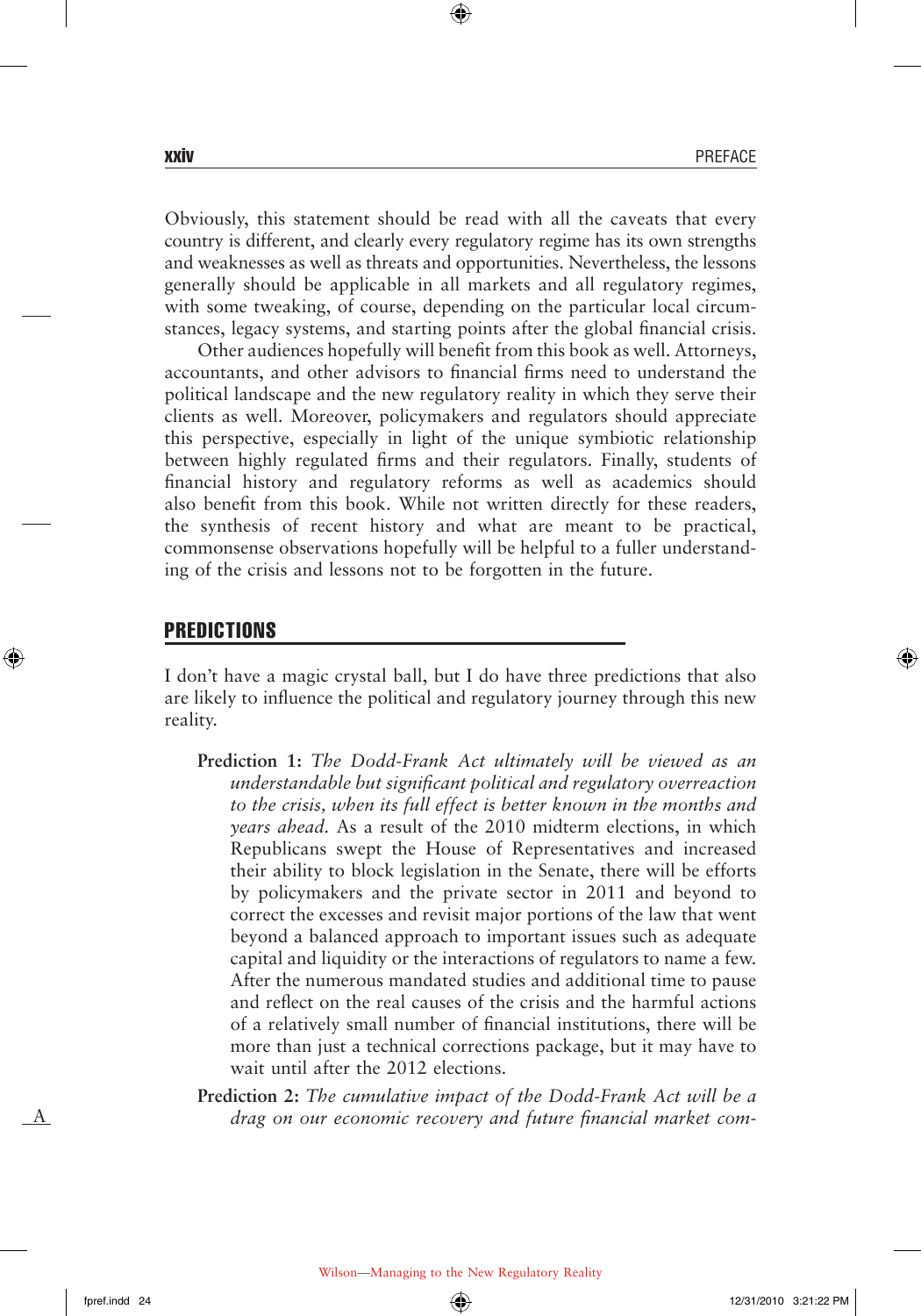Obviously, this statement should be read with all the caveats that every country is different, and clearly every regulatory regime has its own strengths and weaknesses as well as threats and opportunities. Nevertheless, the lessons generally should be applicable in all markets and all regulatory regimes, with some tweaking, of course, depending on the particular local circumstances, legacy systems, and starting points after the global financial crisis.

Other audiences hopefully will benefit from this book as well. Attorneys, accountants, and other advisors to financial firms need to understand the political landscape and the new regulatory reality in which they serve their clients as well. Moreover, policymakers and regulators should appreciate this perspective, especially in light of the unique symbiotic relationship between highly regulated firms and their regulators. Finally, students of financial history and regulatory reforms as well as academics should also benefit from this book. While not written directly for these readers, the synthesis of recent history and what are meant to be practical, commonsense observations hopefully will be helpful to a fuller understanding of the crisis and lessons not to be forgotten in the future.

## PREDICTIONS

I don't have a magic crystal ball, but I do have three predictions that also are likely to influence the political and regulatory journey through this new reality.

**Prediction 1:** *The Dodd-Frank Act ultimately will be viewed as an understandable but significant political and regulatory overreaction to the crisis, when its full effect is better known in the months and years ahead.* As a result of the 2010 midterm elections, in which Republicans swept the House of Representatives and increased their ability to block legislation in the Senate, there will be efforts by policymakers and the private sector in 2011 and beyond to correct the excesses and revisit major portions of the law that went beyond a balanced approach to important issues such as adequate capital and liquidity or the interactions of regulators to name a few. After the numerous mandated studies and additional time to pause and reflect on the real causes of the crisis and the harmful actions of a relatively small number of financial institutions, there will be more than just a technical corrections package, but it may have to wait until after the 2012 elections.

**Prediction 2:** *The cumulative impact of the Dodd-Frank Act will be a drag on our economic recovery and future financial market com-*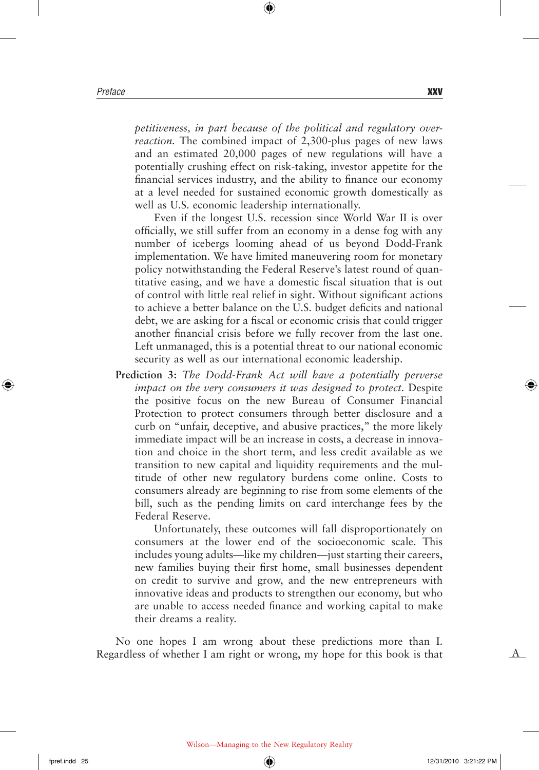*petitiveness, in part because of the political and regulatory overreaction.* The combined impact of 2,300-plus pages of new laws and an estimated 20,000 pages of new regulations will have a potentially crushing effect on risk-taking, investor appetite for the financial services industry, and the ability to finance our economy at a level needed for sustained economic growth domestically as well as U.S. economic leadership internationally.

Even if the longest U.S. recession since World War II is over officially, we still suffer from an economy in a dense fog with any number of icebergs looming ahead of us beyond Dodd-Frank implementation. We have limited maneuvering room for monetary policy notwithstanding the Federal Reserve's latest round of quantitative easing, and we have a domestic fiscal situation that is out of control with little real relief in sight. Without significant actions to achieve a better balance on the U.S. budget deficits and national debt, we are asking for a fiscal or economic crisis that could trigger another financial crisis before we fully recover from the last one. Left unmanaged, this is a potential threat to our national economic security as well as our international economic leadership.

**Prediction 3:** *The Dodd-Frank Act will have a potentially perverse impact on the very consumers it was designed to protect.* Despite the positive focus on the new Bureau of Consumer Financial Protection to protect consumers through better disclosure and a curb on "unfair, deceptive, and abusive practices," the more likely immediate impact will be an increase in costs, a decrease in innovation and choice in the short term, and less credit available as we transition to new capital and liquidity requirements and the multitude of other new regulatory burdens come online. Costs to consumers already are beginning to rise from some elements of the bill, such as the pending limits on card interchange fees by the Federal Reserve.

Unfortunately, these outcomes will fall disproportionately on consumers at the lower end of the socioeconomic scale. This includes young adults—like my children—just starting their careers, new families buying their first home, small businesses dependent on credit to survive and grow, and the new entrepreneurs with innovative ideas and products to strengthen our economy, but who are unable to access needed finance and working capital to make their dreams a reality.

No one hopes I am wrong about these predictions more than I. Regardless of whether I am right or wrong, my hope for this book is that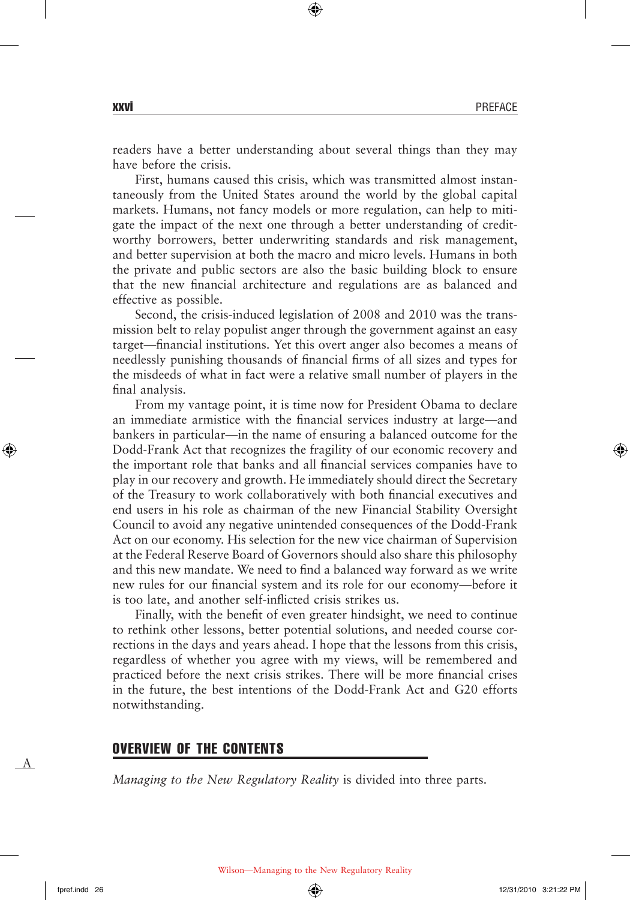readers have a better understanding about several things than they may have before the crisis.

First, humans caused this crisis, which was transmitted almost instantaneously from the United States around the world by the global capital markets. Humans, not fancy models or more regulation, can help to mitigate the impact of the next one through a better understanding of creditworthy borrowers, better underwriting standards and risk management, and better supervision at both the macro and micro levels. Humans in both the private and public sectors are also the basic building block to ensure that the new financial architecture and regulations are as balanced and effective as possible.

Second, the crisis-induced legislation of 2008 and 2010 was the transmission belt to relay populist anger through the government against an easy target—financial institutions. Yet this overt anger also becomes a means of needlessly punishing thousands of financial firms of all sizes and types for the misdeeds of what in fact were a relative small number of players in the final analysis.

From my vantage point, it is time now for President Obama to declare an immediate armistice with the financial services industry at large—and bankers in particular—in the name of ensuring a balanced outcome for the Dodd-Frank Act that recognizes the fragility of our economic recovery and the important role that banks and all financial services companies have to play in our recovery and growth. He immediately should direct the Secretary of the Treasury to work collaboratively with both financial executives and end users in his role as chairman of the new Financial Stability Oversight Council to avoid any negative unintended consequences of the Dodd-Frank Act on our economy. His selection for the new vice chairman of Supervision at the Federal Reserve Board of Governors should also share this philosophy and this new mandate. We need to find a balanced way forward as we write new rules for our financial system and its role for our economy—before it is too late, and another self-inflicted crisis strikes us.

Finally, with the benefit of even greater hindsight, we need to continue to rethink other lessons, better potential solutions, and needed course corrections in the days and years ahead. I hope that the lessons from this crisis, regardless of whether you agree with my views, will be remembered and practiced before the next crisis strikes. There will be more financial crises in the future, the best intentions of the Dodd-Frank Act and G20 efforts notwithstanding.

## OVERVIEW OF THE CONTENTS

*Managing to the New Regulatory Reality* is divided into three parts.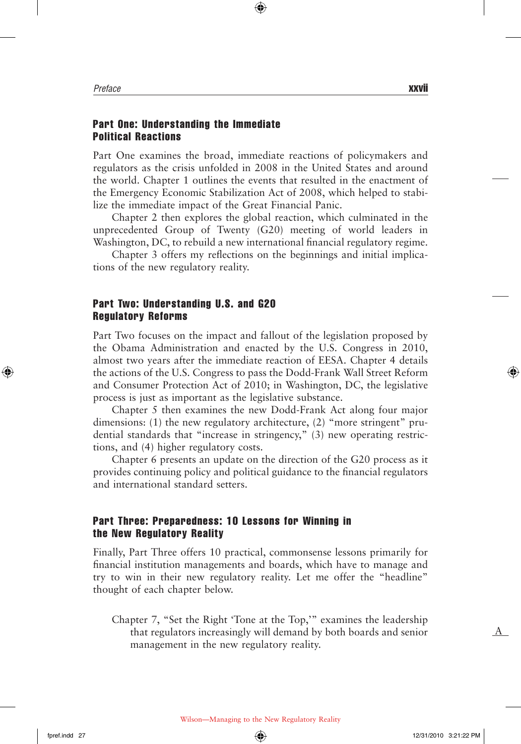### Part One: Understanding the Immediate Political Reactions

Part One examines the broad, immediate reactions of policymakers and regulators as the crisis unfolded in 2008 in the United States and around the world. Chapter 1 outlines the events that resulted in the enactment of the Emergency Economic Stabilization Act of 2008, which helped to stabilize the immediate impact of the Great Financial Panic.

Chapter 2 then explores the global reaction, which culminated in the unprecedented Group of Twenty (G20) meeting of world leaders in Washington, DC, to rebuild a new international financial regulatory regime.

Chapter 3 offers my reflections on the beginnings and initial implications of the new regulatory reality.

### Part Two: Understanding U.S. and G20 Regulatory Reforms

Part Two focuses on the impact and fallout of the legislation proposed by the Obama Administration and enacted by the U.S. Congress in 2010, almost two years after the immediate reaction of EESA. Chapter 4 details the actions of the U.S. Congress to pass the Dodd-Frank Wall Street Reform and Consumer Protection Act of 2010; in Washington, DC, the legislative process is just as important as the legislative substance.

Chapter 5 then examines the new Dodd-Frank Act along four major dimensions: (1) the new regulatory architecture, (2) "more stringent" prudential standards that "increase in stringency," (3) new operating restrictions, and (4) higher regulatory costs.

Chapter 6 presents an update on the direction of the G20 process as it provides continuing policy and political guidance to the financial regulators and international standard setters.

### Part Three: Preparedness: 10 Lessons for Winning in the New Regulatory Reality

Finally, Part Three offers 10 practical, commonsense lessons primarily for financial institution managements and boards, which have to manage and try to win in their new regulatory reality. Let me offer the "headline" thought of each chapter below.

Chapter 7, "Set the Right 'Tone at the Top,'" examines the leadership that regulators increasingly will demand by both boards and senior management in the new regulatory reality.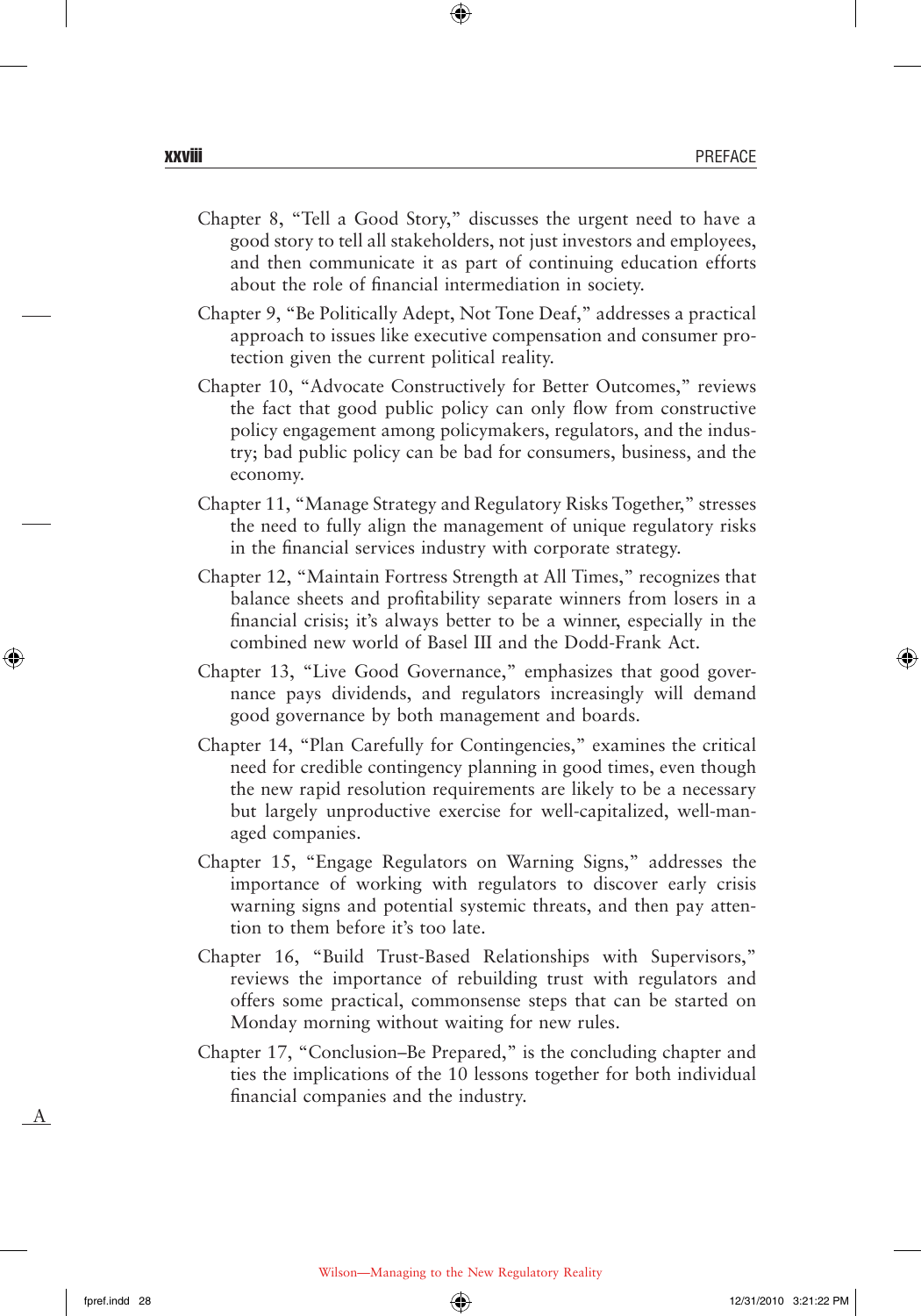Chapter 8, "Tell a Good Story," discusses the urgent need to have a good story to tell all stakeholders, not just investors and employees, and then communicate it as part of continuing education efforts about the role of financial intermediation in society.

Chapter 9, "Be Politically Adept, Not Tone Deaf," addresses a practical approach to issues like executive compensation and consumer protection given the current political reality.

Chapter 10, "Advocate Constructively for Better Outcomes," reviews the fact that good public policy can only flow from constructive policy engagement among policymakers, regulators, and the industry; bad public policy can be bad for consumers, business, and the economy.

Chapter 11, "Manage Strategy and Regulatory Risks Together," stresses the need to fully align the management of unique regulatory risks in the financial services industry with corporate strategy.

Chapter 12, "Maintain Fortress Strength at All Times," recognizes that balance sheets and profitability separate winners from losers in a financial crisis; it's always better to be a winner, especially in the combined new world of Basel III and the Dodd-Frank Act.

Chapter 13, "Live Good Governance," emphasizes that good governance pays dividends, and regulators increasingly will demand good governance by both management and boards.

Chapter 14, "Plan Carefully for Contingencies," examines the critical need for credible contingency planning in good times, even though the new rapid resolution requirements are likely to be a necessary but largely unproductive exercise for well-capitalized, well-managed companies.

Chapter 15, "Engage Regulators on Warning Signs," addresses the importance of working with regulators to discover early crisis warning signs and potential systemic threats, and then pay attention to them before it's too late.

Chapter 16, "Build Trust-Based Relationships with Supervisors," reviews the importance of rebuilding trust with regulators and offers some practical, commonsense steps that can be started on Monday morning without waiting for new rules.

Chapter 17, "Conclusion–Be Prepared," is the concluding chapter and ties the implications of the 10 lessons together for both individual financial companies and the industry.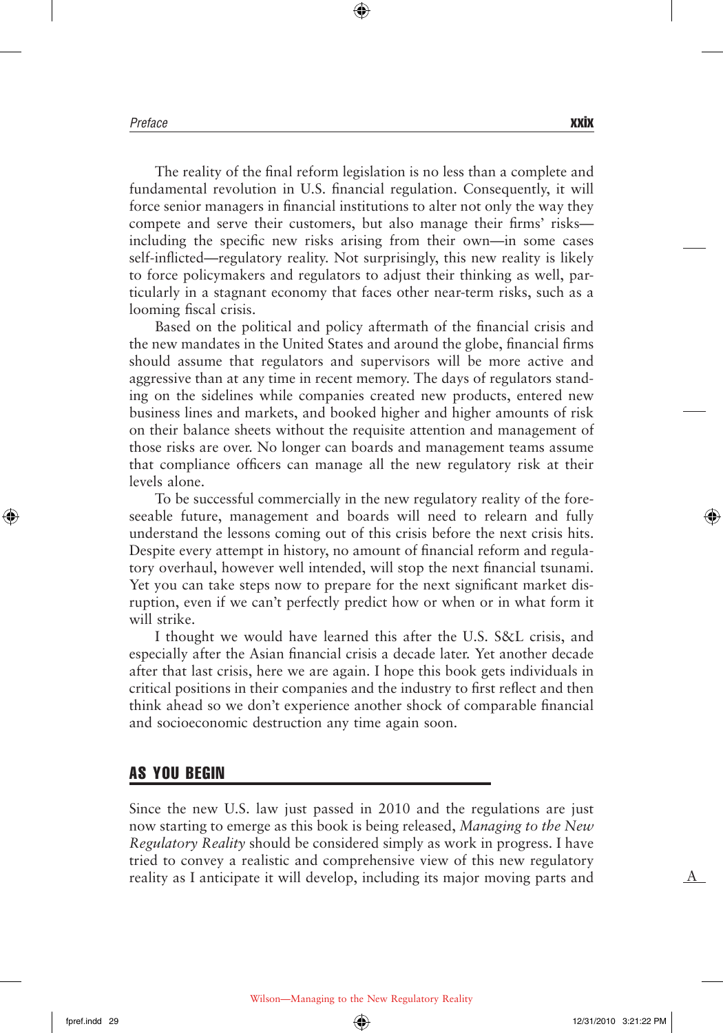The reality of the final reform legislation is no less than a complete and fundamental revolution in U.S. financial regulation. Consequently, it will force senior managers in financial institutions to alter not only the way they compete and serve their customers, but also manage their firms' risks—including the specific new risks arising from their own—in some cases self-inflicted—regulatory reality. Not surprisingly, this new reality is likely to force policymakers and regulators to adjust their thinking as well, particularly in a stagnant economy that faces other near-term risks, such as a looming fiscal crisis.

Based on the political and policy aftermath of the financial crisis and the new mandates in the United States and around the globe, financial firms should assume that regulators and supervisors will be more active and aggressive than at any time in recent memory. The days of regulators standing on the sidelines while companies created new products, entered new business lines and markets, and booked higher and higher amounts of risk on their balance sheets without the requisite attention and management of those risks are over. No longer can boards and management teams assume that compliance officers can manage all the new regulatory risk at their levels alone.

To be successful commercially in the new regulatory reality of the foreseeable future, management and boards will need to relearn and fully understand the lessons coming out of this crisis before the next crisis hits. Despite every attempt in history, no amount of financial reform and regulatory overhaul, however well intended, will stop the next financial tsunami. Yet you can take steps now to prepare for the next significant market disruption, even if we can't perfectly predict how or when or in what form it will strike.

I thought we would have learned this after the U.S. S&L crisis, and especially after the Asian financial crisis a decade later. Yet another decade after that last crisis, here we are again. I hope this book gets individuals in critical positions in their companies and the industry to first reflect and then think ahead so we don't experience another shock of comparable financial and socioeconomic destruction any time again soon.

## AS YOU BEGIN

Since the new U.S. law just passed in 2010 and the regulations are just now starting to emerge as this book is being released, *Managing to the New Regulatory Reality* should be considered simply as work in progress. I have tried to convey a realistic and comprehensive view of this new regulatory reality as I anticipate it will develop, including its major moving parts and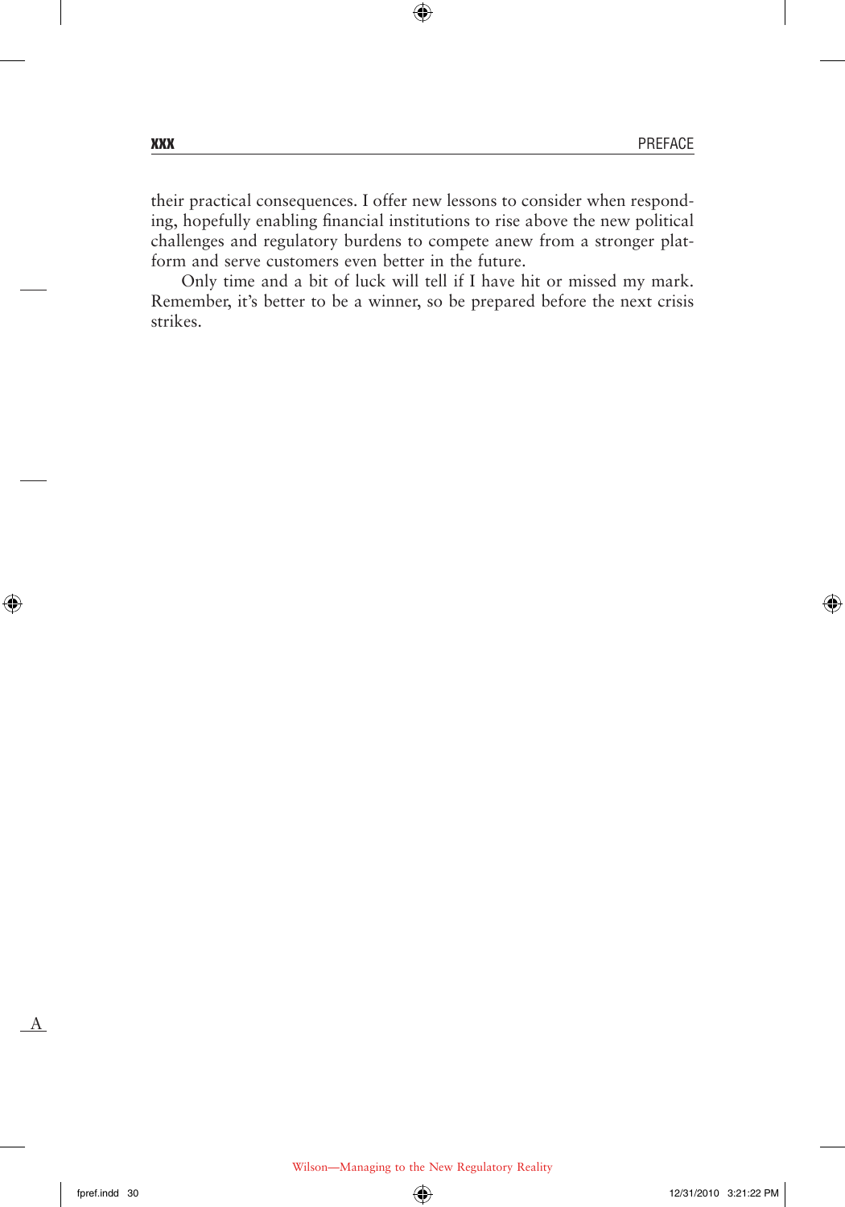their practical consequences. I offer new lessons to consider when responding, hopefully enabling financial institutions to rise above the new political challenges and regulatory burdens to compete anew from a stronger platform and serve customers even better in the future.

Only time and a bit of luck will tell if I have hit or missed my mark. Remember, it's better to be a winner, so be prepared before the next crisis strikes.